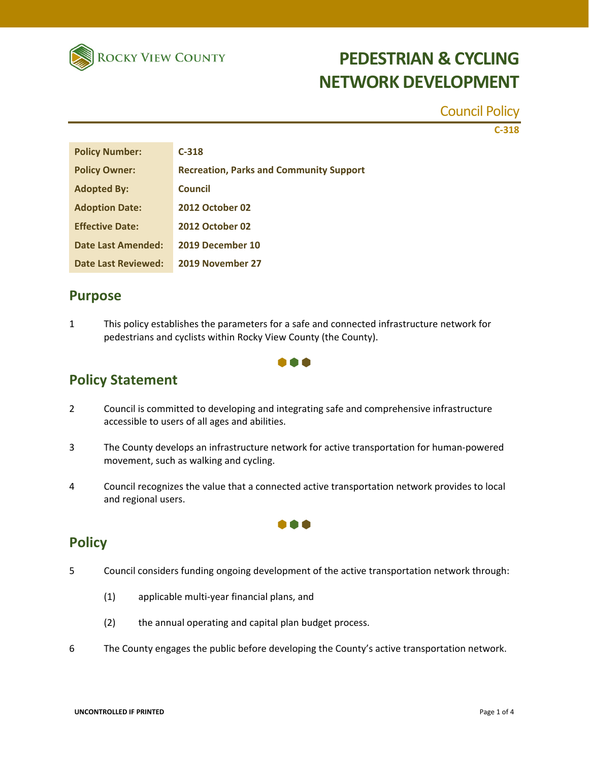Rocky View County

# PEDESTRIAN & CYCLING NETWORK DEVELOPMENT

Council Policy

C-318

| Policy Number: | C-318 |
|---|---|
| Policy Owner: | Recreation, Parks and Community Support |
| Adopted By: | Council |
| Adoption Date: | 2012 October 02 |
| Effective Date: | 2012 October 02 |
| Date Last Amended: | 2019 December 10 |
| Date Last Reviewed: | 2019 November 27 |

## Purpose

1 This policy establishes the parameters for a safe and connected infrastructure network for pedestrians and cyclists within Rocky View County (the County).

## Policy Statement

2 Council is committed to developing and integrating safe and comprehensive infrastructure accessible to users of all ages and abilities.

3 The County develops an infrastructure network for active transportation for human-powered movement, such as walking and cycling.

4 Council recognizes the value that a connected active transportation network provides to local and regional users.

## Policy

5 Council considers funding ongoing development of the active transportation network through:

(1) applicable multi-year financial plans, and

(2) the annual operating and capital plan budget process.

6 The County engages the public before developing the County's active transportation network.

UNCONTROLLED IF PRINTED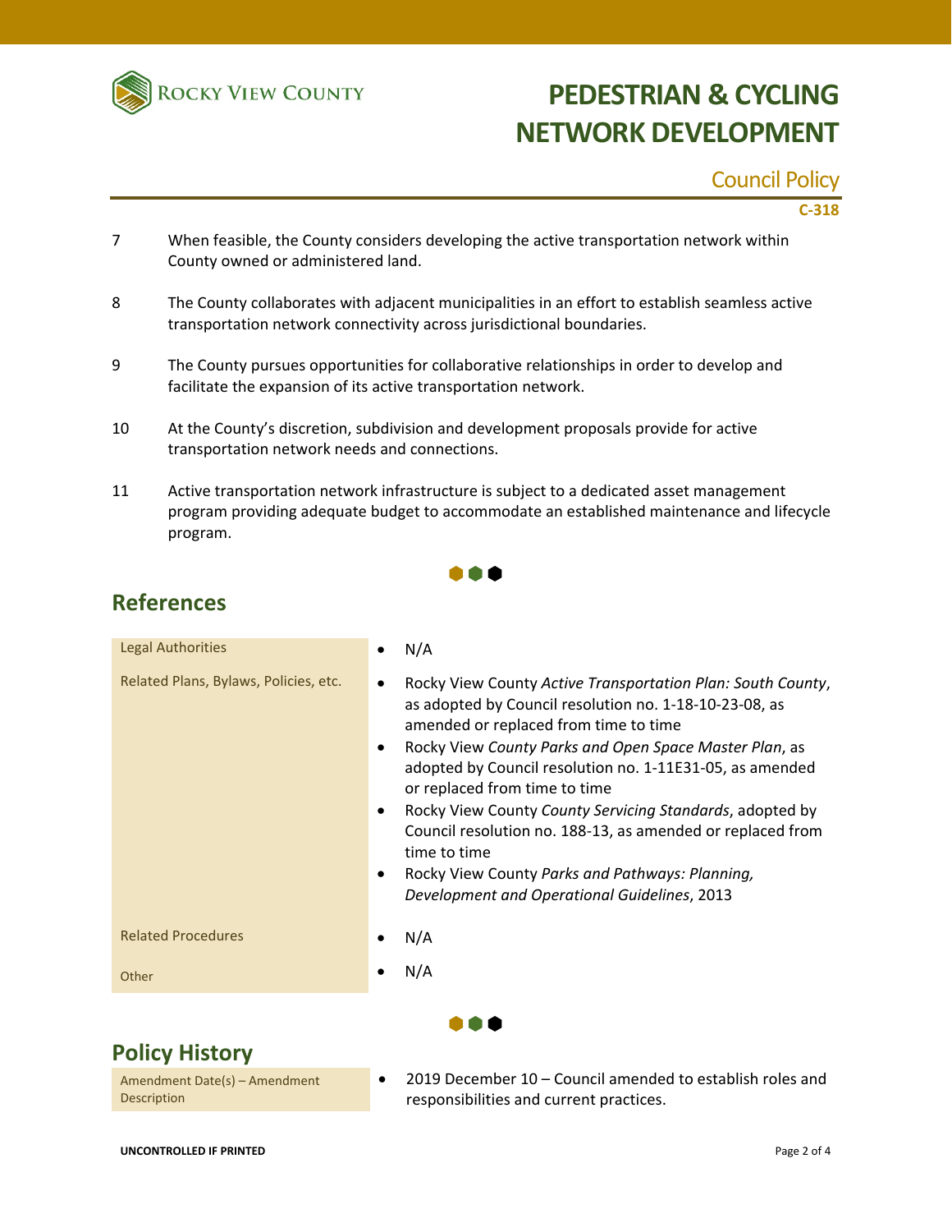7 When feasible, the County considers developing the active transportation network within County owned or administered land.

8 The County collaborates with adjacent municipalities in an effort to establish seamless active transportation network connectivity across jurisdictional boundaries.

9 The County pursues opportunities for collaborative relationships in order to develop and facilitate the expansion of its active transportation network.

10 At the County's discretion, subdivision and development proposals provide for active transportation network needs and connections.

11 Active transportation network infrastructure is subject to a dedicated asset management program providing adequate budget to accommodate an established maintenance and lifecycle program.

## References

| | |
|---|---|
| Legal Authorities | • N/A |
| Related Plans, Bylaws, Policies, etc. | • Rocky View County *Active Transportation Plan: South County*, as adopted by Council resolution no. 1-18-10-23-08, as amended or replaced from time to time<br>• Rocky View *County Parks and Open Space Master Plan*, as adopted by Council resolution no. 1-11E31-05, as amended or replaced from time to time<br>• Rocky View County *County Servicing Standards*, adopted by Council resolution no. 188-13, as amended or replaced from time to time<br>• Rocky View County *Parks and Pathways: Planning, Development and Operational Guidelines*, 2013 |
| Related Procedures | • N/A |
| Other | • N/A |

## Policy History

| | |
|---|---|
| Amendment Date(s) – Amendment Description | • 2019 December 10 – Council amended to establish roles and responsibilities and current practices. |

**UNCONTROLLED IF PRINTED**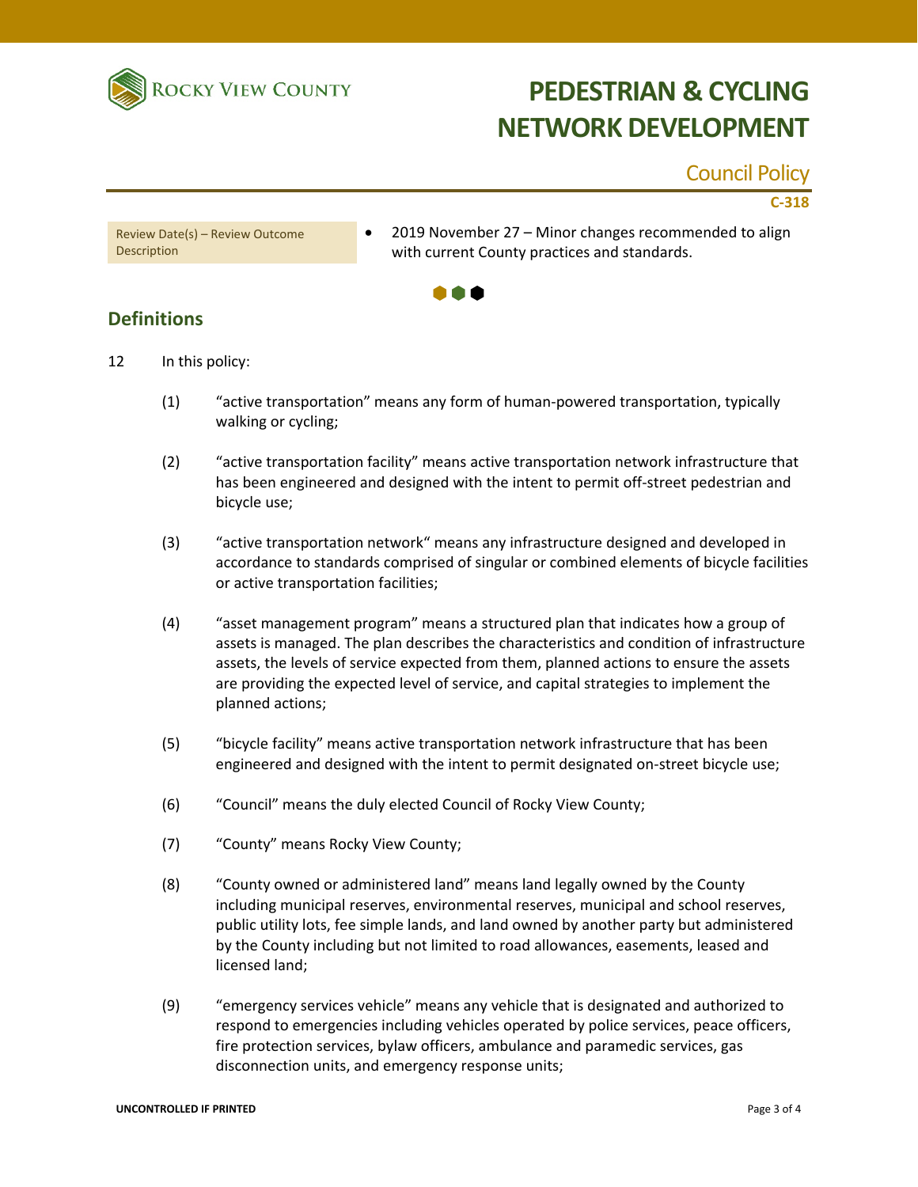# PEDESTRIAN & CYCLING NETWORK DEVELOPMENT

## Council Policy

**C-318**

| Review Date(s) – Review Outcome Description | • 2019 November 27 – Minor changes recommended to align with current County practices and standards. |
| --- | --- |

## Definitions

12 In this policy:

(1) "active transportation" means any form of human-powered transportation, typically walking or cycling;

(2) "active transportation facility" means active transportation network infrastructure that has been engineered and designed with the intent to permit off-street pedestrian and bicycle use;

(3) "active transportation network" means any infrastructure designed and developed in accordance to standards comprised of singular or combined elements of bicycle facilities or active transportation facilities;

(4) "asset management program" means a structured plan that indicates how a group of assets is managed. The plan describes the characteristics and condition of infrastructure assets, the levels of service expected from them, planned actions to ensure the assets are providing the expected level of service, and capital strategies to implement the planned actions;

(5) "bicycle facility" means active transportation network infrastructure that has been engineered and designed with the intent to permit designated on-street bicycle use;

(6) "Council" means the duly elected Council of Rocky View County;

(7) "County" means Rocky View County;

(8) "County owned or administered land" means land legally owned by the County including municipal reserves, environmental reserves, municipal and school reserves, public utility lots, fee simple lands, and land owned by another party but administered by the County including but not limited to road allowances, easements, leased and licensed land;

(9) "emergency services vehicle" means any vehicle that is designated and authorized to respond to emergencies including vehicles operated by police services, peace officers, fire protection services, bylaw officers, ambulance and paramedic services, gas disconnection units, and emergency response units;

UNCONTROLLED IF PRINTED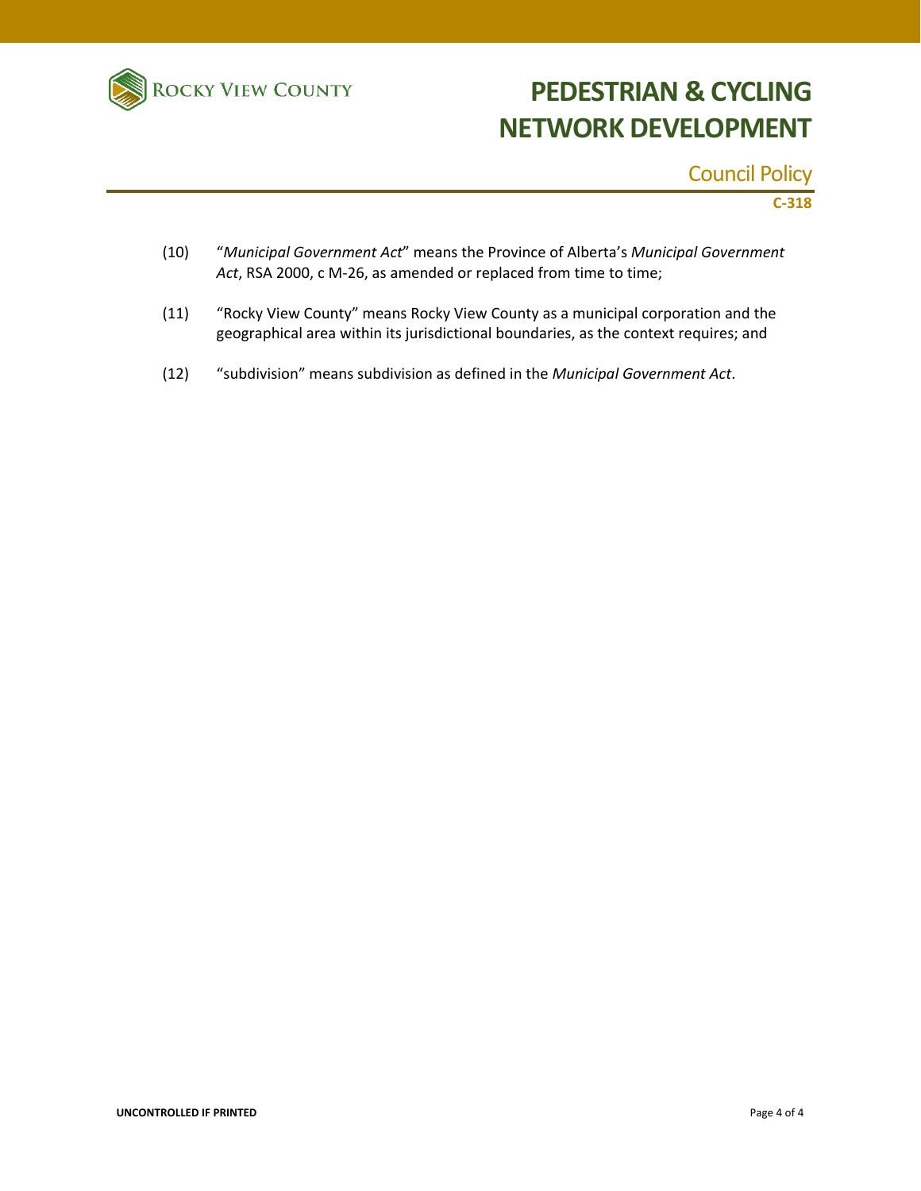(10) "*Municipal Government Act*" means the Province of Alberta's *Municipal Government Act*, RSA 2000, c M-26, as amended or replaced from time to time;

(11) "Rocky View County" means Rocky View County as a municipal corporation and the geographical area within its jurisdictional boundaries, as the context requires; and

(12) "subdivision" means subdivision as defined in the *Municipal Government Act*.